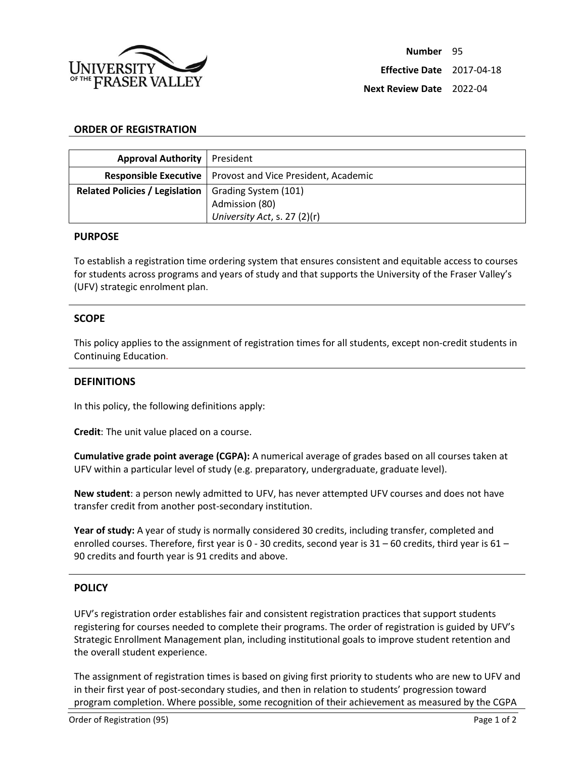| | |
|---|---|
| **Number** | 95 |
| **Effective Date** | 2017-04-18 |
| **Next Review Date** | 2022-04 |

## ORDER OF REGISTRATION

| | |
|---|---|
| **Approval Authority** | President |
| **Responsible Executive** | Provost and Vice President, Academic |
| **Related Policies / Legislation** | Grading System (101)<br>Admission (80)<br>*University Act*, s. 27 (2)(r) |

### PURPOSE

To establish a registration time ordering system that ensures consistent and equitable access to courses for students across programs and years of study and that supports the University of the Fraser Valley's (UFV) strategic enrolment plan.

### SCOPE

This policy applies to the assignment of registration times for all students, except non-credit students in Continuing Education.

### DEFINITIONS

In this policy, the following definitions apply:

**Credit**: The unit value placed on a course.

**Cumulative grade point average (CGPA):** A numerical average of grades based on all courses taken at UFV within a particular level of study (e.g. preparatory, undergraduate, graduate level).

**New student**: a person newly admitted to UFV, has never attempted UFV courses and does not have transfer credit from another post-secondary institution.

**Year of study:** A year of study is normally considered 30 credits, including transfer, completed and enrolled courses. Therefore, first year is 0 - 30 credits, second year is 31 – 60 credits, third year is 61 – 90 credits and fourth year is 91 credits and above.

### POLICY

UFV's registration order establishes fair and consistent registration practices that support students registering for courses needed to complete their programs. The order of registration is guided by UFV's Strategic Enrollment Management plan, including institutional goals to improve student retention and the overall student experience.

The assignment of registration times is based on giving first priority to students who are new to UFV and in their first year of post-secondary studies, and then in relation to students' progression toward program completion. Where possible, some recognition of their achievement as measured by the CGPA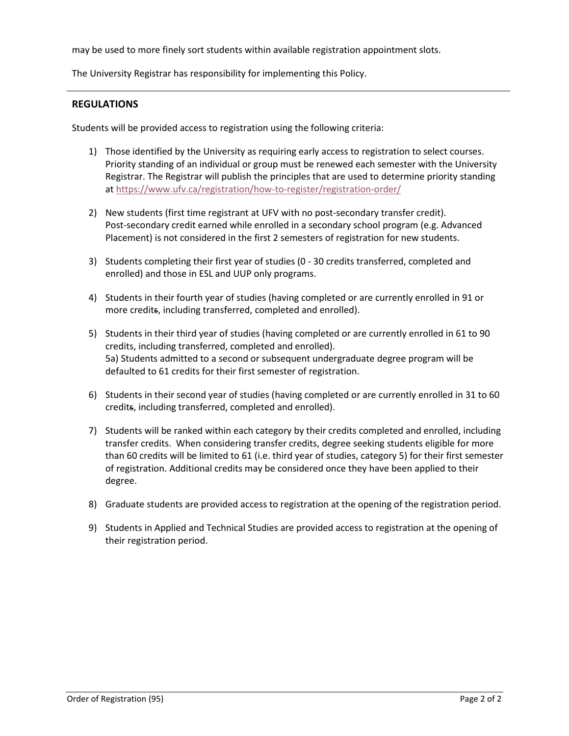may be used to more finely sort students within available registration appointment slots.

The University Registrar has responsibility for implementing this Policy.

---

## REGULATIONS

Students will be provided access to registration using the following criteria:

1) Those identified by the University as requiring early access to registration to select courses. Priority standing of an individual or group must be renewed each semester with the University Registrar. The Registrar will publish the principles that are used to determine priority standing at https://www.ufv.ca/registration/how-to-register/registration-order/

2) New students (first time registrant at UFV with no post-secondary transfer credit). Post-secondary credit earned while enrolled in a secondary school program (e.g. Advanced Placement) is not considered in the first 2 semesters of registration for new students.

3) Students completing their first year of studies (0 - 30 credits transferred, completed and enrolled) and those in ESL and UUP only programs.

4) Students in their fourth year of studies (having completed or are currently enrolled in 91 or more credit~~s~~, including transferred, completed and enrolled).

5) Students in their third year of studies (having completed or are currently enrolled in 61 to 90 credits, including transferred, completed and enrolled).
   5a) Students admitted to a second or subsequent undergraduate degree program will be defaulted to 61 credits for their first semester of registration.

6) Students in their second year of studies (having completed or are currently enrolled in 31 to 60 credit~~s~~, including transferred, completed and enrolled).

7) Students will be ranked within each category by their credits completed and enrolled, including transfer credits. When considering transfer credits, degree seeking students eligible for more than 60 credits will be limited to 61 (i.e. third year of studies, category 5) for their first semester of registration. Additional credits may be considered once they have been applied to their degree.

8) Graduate students are provided access to registration at the opening of the registration period.

9) Students in Applied and Technical Studies are provided access to registration at the opening of their registration period.